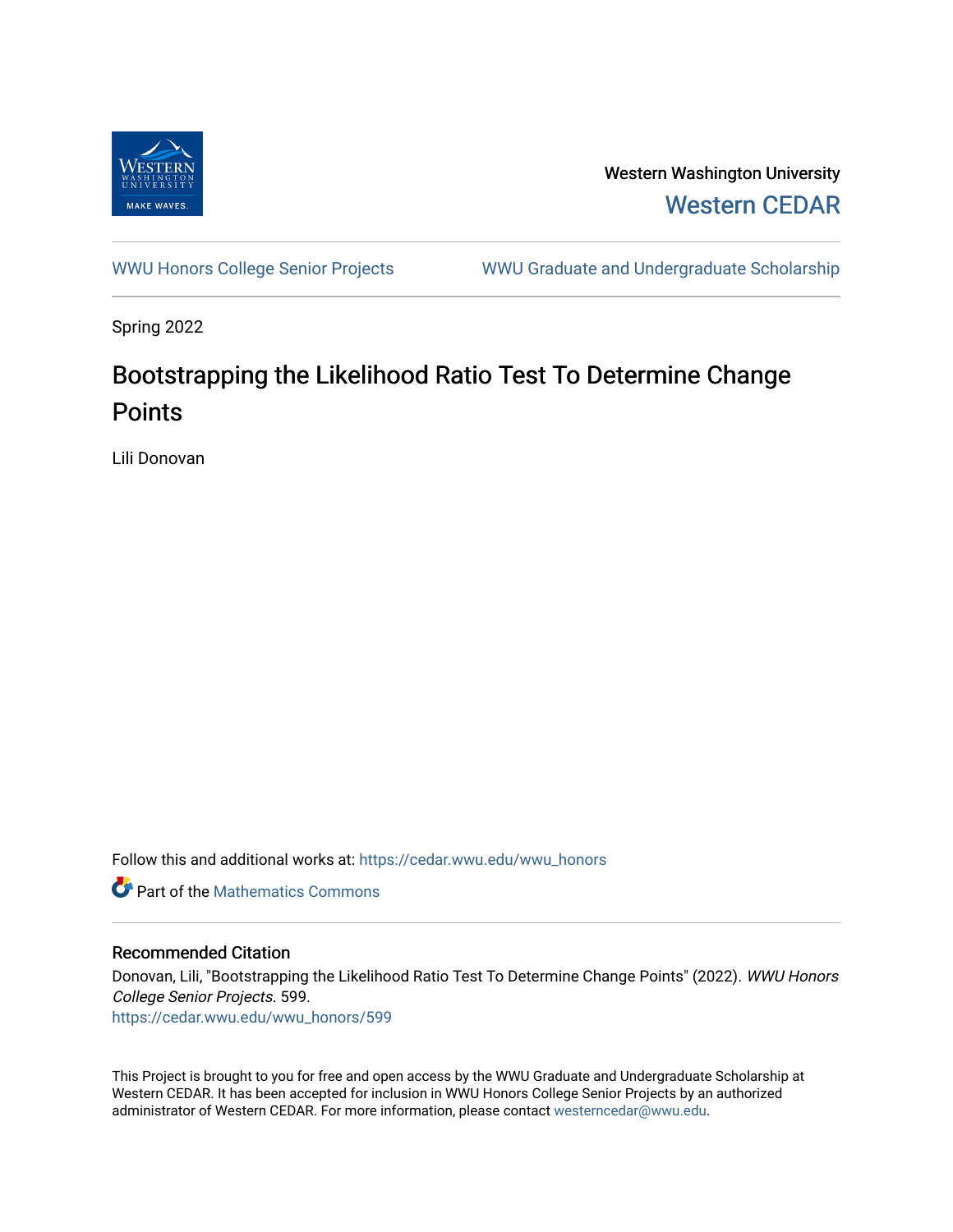Western Washington University

Western CEDAR

WWU Honors College Senior Projects

WWU Graduate and Undergraduate Scholarship

Spring 2022

# Bootstrapping the Likelihood Ratio Test To Determine Change Points

Lili Donovan

Follow this and additional works at: https://cedar.wwu.edu/wwu_honors

Part of the Mathematics Commons

## Recommended Citation

Donovan, Lili, "Bootstrapping the Likelihood Ratio Test To Determine Change Points" (2022). *WWU Honors College Senior Projects*. 599.
https://cedar.wwu.edu/wwu_honors/599

This Project is brought to you for free and open access by the WWU Graduate and Undergraduate Scholarship at Western CEDAR. It has been accepted for inclusion in WWU Honors College Senior Projects by an authorized administrator of Western CEDAR. For more information, please contact westerncedar@wwu.edu.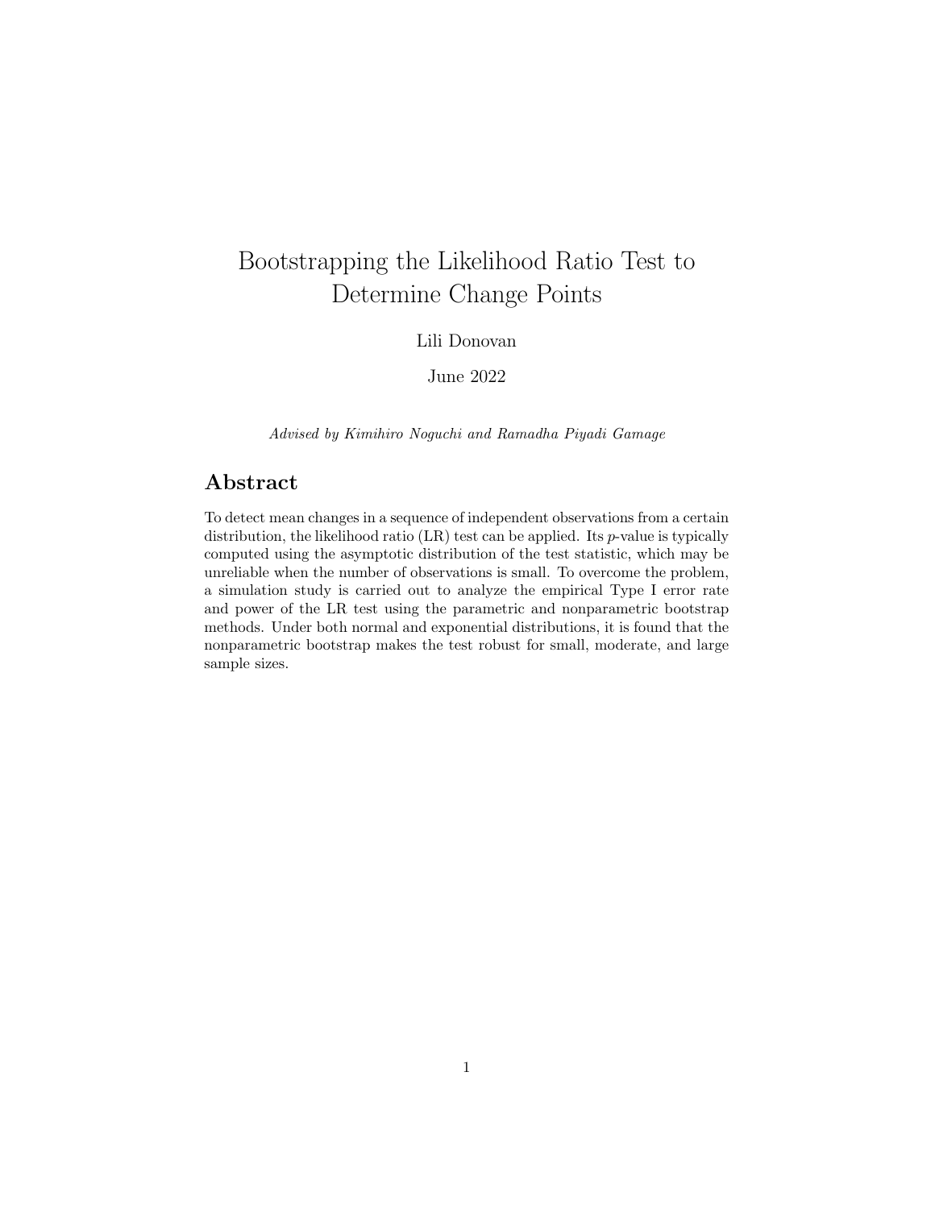# Bootstrapping the Likelihood Ratio Test to Determine Change Points

Lili Donovan

June 2022

*Advised by Kimihiro Noguchi and Ramadha Piyadi Gamage*

## Abstract

To detect mean changes in a sequence of independent observations from a certain distribution, the likelihood ratio (LR) test can be applied. Its $p$-value is typically computed using the asymptotic distribution of the test statistic, which may be unreliable when the number of observations is small. To overcome the problem, a simulation study is carried out to analyze the empirical Type I error rate and power of the LR test using the parametric and nonparametric bootstrap methods. Under both normal and exponential distributions, it is found that the nonparametric bootstrap makes the test robust for small, moderate, and large sample sizes.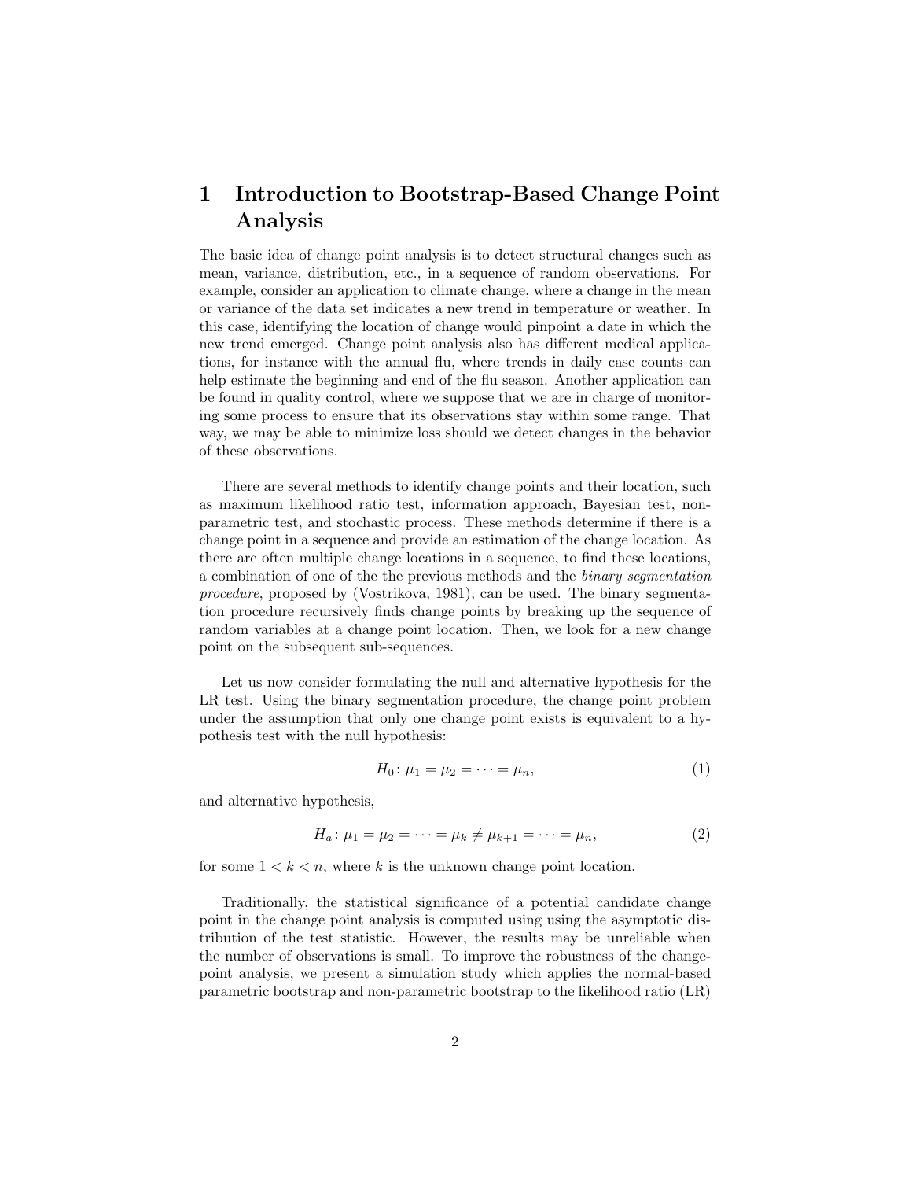# 1 Introduction to Bootstrap-Based Change Point Analysis

The basic idea of change point analysis is to detect structural changes such as mean, variance, distribution, etc., in a sequence of random observations. For example, consider an application to climate change, where a change in the mean or variance of the data set indicates a new trend in temperature or weather. In this case, identifying the location of change would pinpoint a date in which the new trend emerged. Change point analysis also has different medical applications, for instance with the annual flu, where trends in daily case counts can help estimate the beginning and end of the flu season. Another application can be found in quality control, where we suppose that we are in charge of monitoring some process to ensure that its observations stay within some range. That way, we may be able to minimize loss should we detect changes in the behavior of these observations.

There are several methods to identify change points and their location, such as maximum likelihood ratio test, information approach, Bayesian test, nonparametric test, and stochastic process. These methods determine if there is a change point in a sequence and provide an estimation of the change location. As there are often multiple change locations in a sequence, to find these locations, a combination of one of the the previous methods and the *binary segmentation procedure*, proposed by (Vostrikova, 1981), can be used. The binary segmentation procedure recursively finds change points by breaking up the sequence of random variables at a change point location. Then, we look for a new change point on the subsequent sub-sequences.

Let us now consider formulating the null and alternative hypothesis for the LR test. Using the binary segmentation procedure, the change point problem under the assumption that only one change point exists is equivalent to a hypothesis test with the null hypothesis:

$$H_0\colon \mu_1 = \mu_2 = \cdots = \mu_n, \tag{1}$$

and alternative hypothesis,

$$H_a\colon \mu_1 = \mu_2 = \cdots = \mu_k \neq \mu_{k+1} = \cdots = \mu_n, \tag{2}$$

for some $1 < k < n$, where $k$ is the unknown change point location.

Traditionally, the statistical significance of a potential candidate change point in the change point analysis is computed using using the asymptotic distribution of the test statistic. However, the results may be unreliable when the number of observations is small. To improve the robustness of the change-point analysis, we present a simulation study which applies the normal-based parametric bootstrap and non-parametric bootstrap to the likelihood ratio (LR)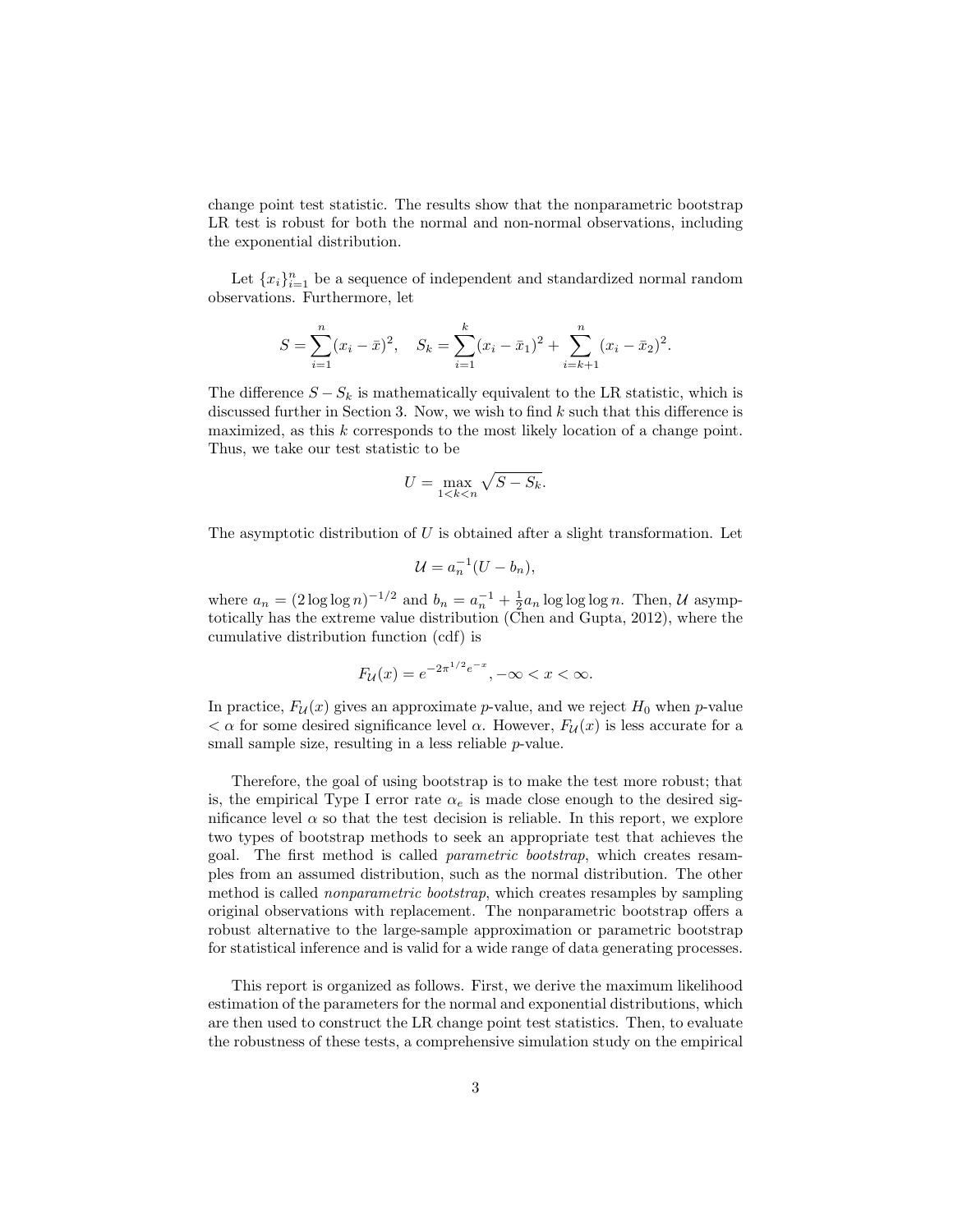change point test statistic. The results show that the nonparametric bootstrap LR test is robust for both the normal and non-normal observations, including the exponential distribution.

Let $\{x_i\}_{i=1}^n$ be a sequence of independent and standardized normal random observations. Furthermore, let

$$S = \sum_{i=1}^{n}(x_i - \bar{x})^2, \quad S_k = \sum_{i=1}^{k}(x_i - \bar{x}_1)^2 + \sum_{i=k+1}^{n}(x_i - \bar{x}_2)^2.$$

The difference $S - S_k$ is mathematically equivalent to the LR statistic, which is discussed further in Section 3. Now, we wish to find $k$ such that this difference is maximized, as this $k$ corresponds to the most likely location of a change point. Thus, we take our test statistic to be

$$U = \max_{1<k<n} \sqrt{S - S_k}.$$

The asymptotic distribution of $U$ is obtained after a slight transformation. Let

$$\mathcal{U} = a_n^{-1}(U - b_n),$$

where $a_n = (2 \log \log n)^{-1/2}$ and $b_n = a_n^{-1} + \frac{1}{2} a_n \log \log \log n$. Then, $\mathcal{U}$ asymptotically has the extreme value distribution (Chen and Gupta, 2012), where the cumulative distribution function (cdf) is

$$F_{\mathcal{U}}(x) = e^{-2\pi^{1/2}e^{-x}}, -\infty < x < \infty.$$

In practice, $F_{\mathcal{U}}(x)$ gives an approximate $p$-value, and we reject $H_0$ when $p$-value $< \alpha$ for some desired significance level $\alpha$. However, $F_{\mathcal{U}}(x)$ is less accurate for a small sample size, resulting in a less reliable $p$-value.

Therefore, the goal of using bootstrap is to make the test more robust; that is, the empirical Type I error rate $\alpha_e$ is made close enough to the desired significance level $\alpha$ so that the test decision is reliable. In this report, we explore two types of bootstrap methods to seek an appropriate test that achieves the goal. The first method is called *parametric bootstrap*, which creates resamples from an assumed distribution, such as the normal distribution. The other method is called *nonparametric bootstrap*, which creates resamples by sampling original observations with replacement. The nonparametric bootstrap offers a robust alternative to the large-sample approximation or parametric bootstrap for statistical inference and is valid for a wide range of data generating processes.

This report is organized as follows. First, we derive the maximum likelihood estimation of the parameters for the normal and exponential distributions, which are then used to construct the LR change point test statistics. Then, to evaluate the robustness of these tests, a comprehensive simulation study on the empirical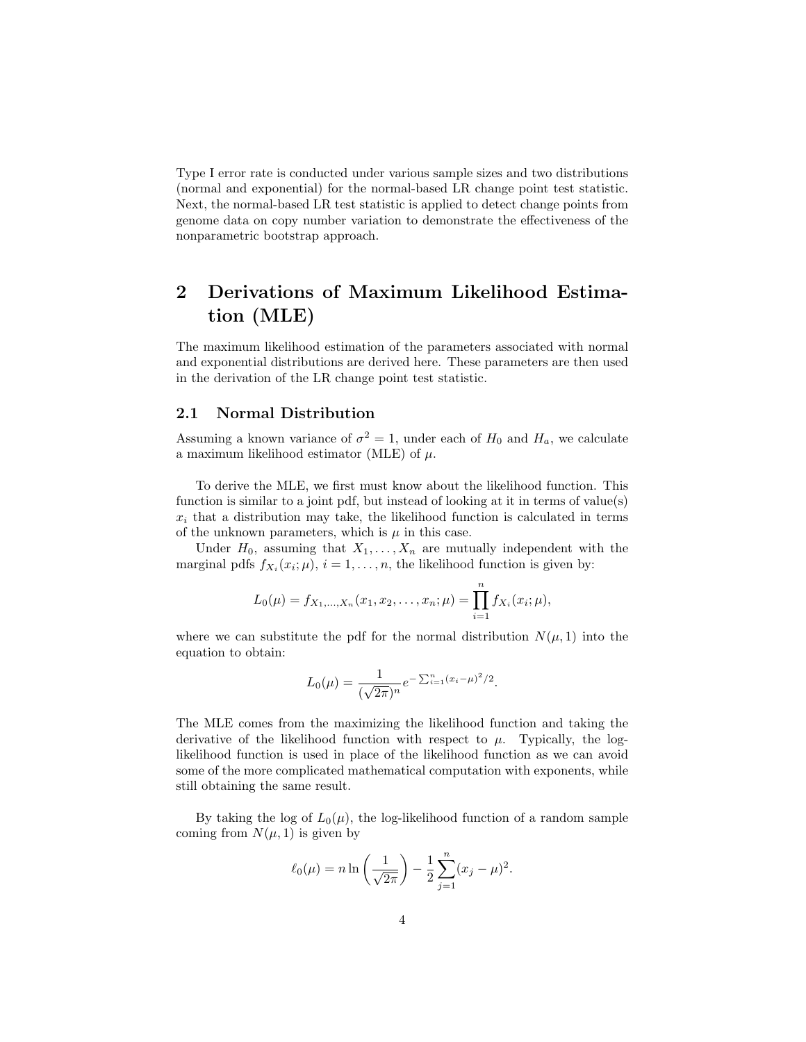Type I error rate is conducted under various sample sizes and two distributions (normal and exponential) for the normal-based LR change point test statistic. Next, the normal-based LR test statistic is applied to detect change points from genome data on copy number variation to demonstrate the effectiveness of the nonparametric bootstrap approach.

## 2 Derivations of Maximum Likelihood Estimation (MLE)

The maximum likelihood estimation of the parameters associated with normal and exponential distributions are derived here. These parameters are then used in the derivation of the LR change point test statistic.

### 2.1 Normal Distribution

Assuming a known variance of $\sigma^2 = 1$, under each of $H_0$ and $H_a$, we calculate a maximum likelihood estimator (MLE) of $\mu$.

To derive the MLE, we first must know about the likelihood function. This function is similar to a joint pdf, but instead of looking at it in terms of value(s) $x_i$ that a distribution may take, the likelihood function is calculated in terms of the unknown parameters, which is $\mu$ in this case.

Under $H_0$, assuming that $X_1, \ldots, X_n$ are mutually independent with the marginal pdfs $f_{X_i}(x_i; \mu)$, $i = 1, \ldots, n$, the likelihood function is given by:

$$L_0(\mu) = f_{X_1,\ldots,X_n}(x_1, x_2, \ldots, x_n; \mu) = \prod_{i=1}^{n} f_{X_i}(x_i; \mu),$$

where we can substitute the pdf for the normal distribution $N(\mu, 1)$ into the equation to obtain:

$$L_0(\mu) = \frac{1}{(\sqrt{2\pi})^n} e^{-\sum_{i=1}^{n}(x_i-\mu)^2/2}.$$

The MLE comes from the maximizing the likelihood function and taking the derivative of the likelihood function with respect to $\mu$. Typically, the log-likelihood function is used in place of the likelihood function as we can avoid some of the more complicated mathematical computation with exponents, while still obtaining the same result.

By taking the log of $L_0(\mu)$, the log-likelihood function of a random sample coming from $N(\mu, 1)$ is given by

$$\ell_0(\mu) = n \ln\left(\frac{1}{\sqrt{2\pi}}\right) - \frac{1}{2}\sum_{j=1}^{n}(x_j - \mu)^2.$$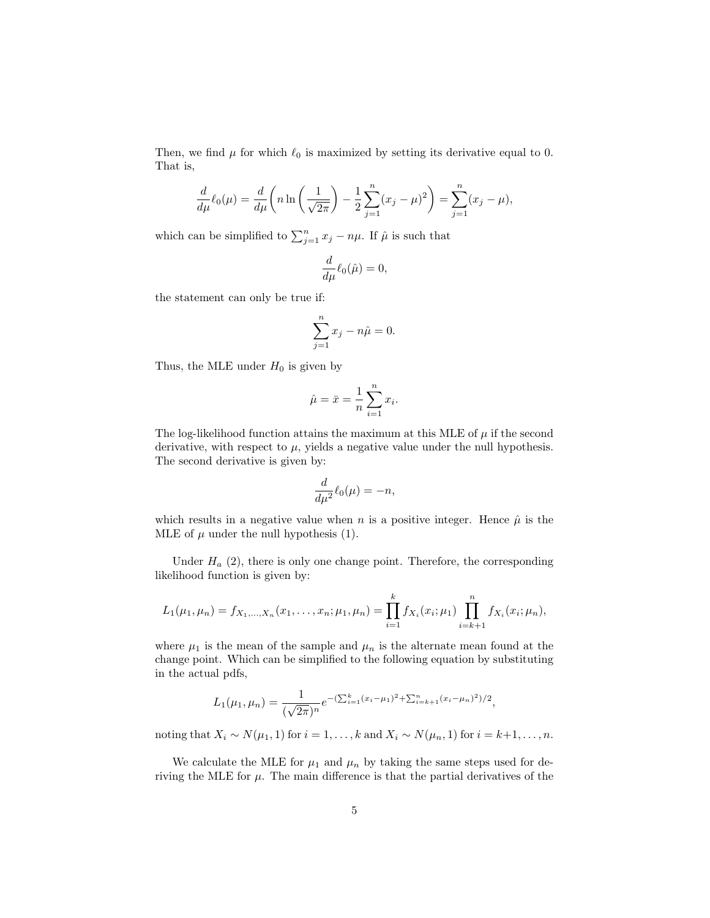Then, we find $\mu$ for which $\ell_0$ is maximized by setting its derivative equal to 0. That is,

$$\frac{d}{d\mu}\ell_0(\mu) = \frac{d}{d\mu}\left(n \ln\left(\frac{1}{\sqrt{2\pi}}\right) - \frac{1}{2}\sum_{j=1}^{n}(x_j - \mu)^2\right) = \sum_{j=1}^{n}(x_j - \mu),$$

which can be simplified to $\sum_{j=1}^{n} x_j - n\mu$. If $\hat{\mu}$ is such that

$$\frac{d}{d\mu}\ell_0(\hat{\mu}) = 0,$$

the statement can only be true if:

$$\sum_{j=1}^{n} x_j - n\hat{\mu} = 0.$$

Thus, the MLE under $H_0$ is given by

$$\hat{\mu} = \bar{x} = \frac{1}{n}\sum_{i=1}^{n} x_i.$$

The log-likelihood function attains the maximum at this MLE of $\mu$ if the second derivative, with respect to $\mu$, yields a negative value under the null hypothesis. The second derivative is given by:

$$\frac{d}{d\mu^2}\ell_0(\mu) = -n,$$

which results in a negative value when $n$ is a positive integer. Hence $\hat{\mu}$ is the MLE of $\mu$ under the null hypothesis (1).

Under $H_a$ (2), there is only one change point. Therefore, the corresponding likelihood function is given by:

$$L_1(\mu_1, \mu_n) = f_{X_1,\ldots,X_n}(x_1, \ldots, x_n; \mu_1, \mu_n) = \prod_{i=1}^{k} f_{X_i}(x_i; \mu_1) \prod_{i=k+1}^{n} f_{X_i}(x_i; \mu_n),$$

where $\mu_1$ is the mean of the sample and $\mu_n$ is the alternate mean found at the change point. Which can be simplified to the following equation by substituting in the actual pdfs,

$$L_1(\mu_1, \mu_n) = \frac{1}{(\sqrt{2\pi})^n} e^{-(\sum_{i=1}^{k}(x_i - \mu_1)^2 + \sum_{i=k+1}^{n}(x_i - \mu_n)^2)/2},$$

noting that $X_i \sim N(\mu_1, 1)$ for $i = 1, \ldots, k$ and $X_i \sim N(\mu_n, 1)$ for $i = k+1, \ldots, n$.

We calculate the MLE for $\mu_1$ and $\mu_n$ by taking the same steps used for deriving the MLE for $\mu$. The main difference is that the partial derivatives of the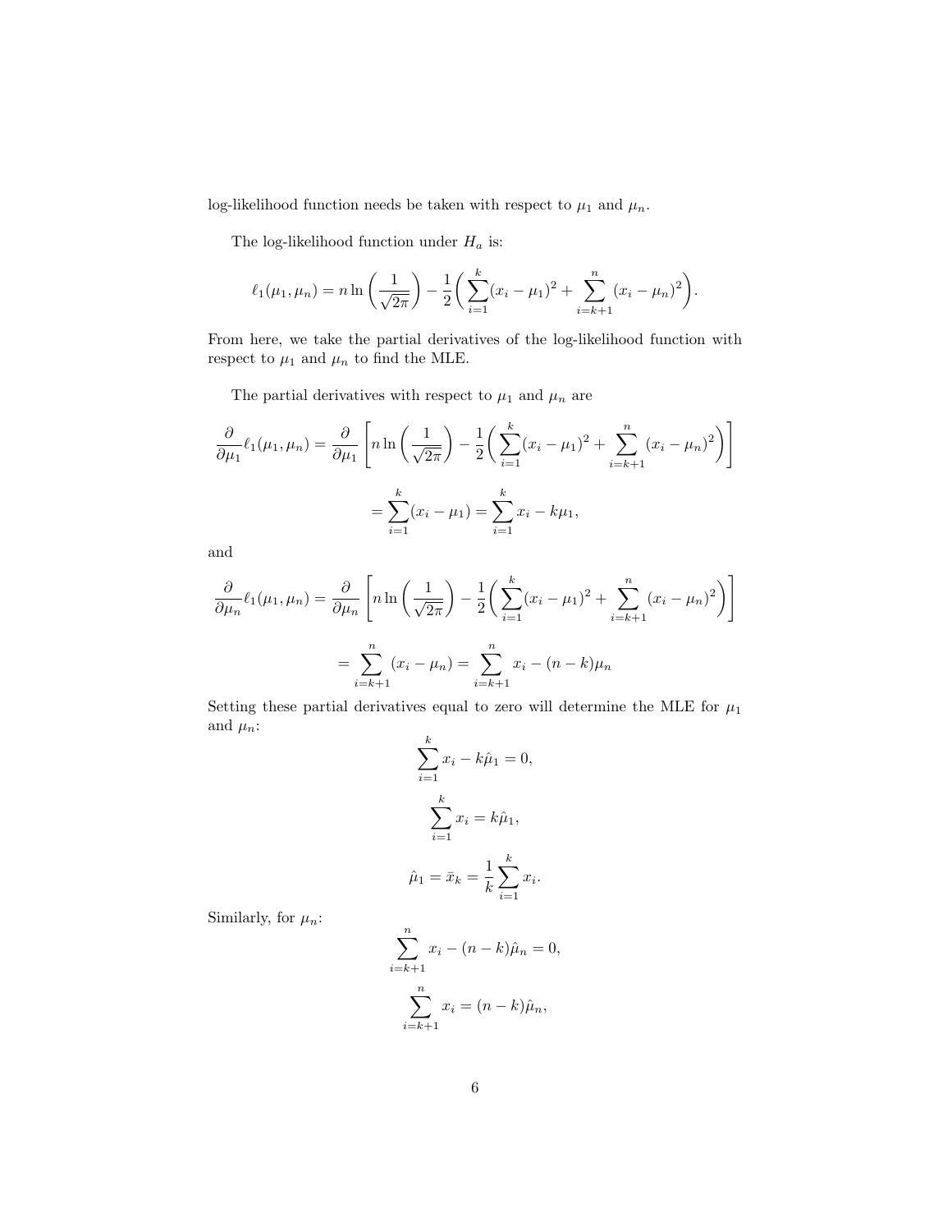log-likelihood function needs be taken with respect to $\mu_1$ and $\mu_n$.

The log-likelihood function under $H_a$ is:

$$\ell_1(\mu_1, \mu_n) = n \ln\left(\frac{1}{\sqrt{2\pi}}\right) - \frac{1}{2}\bigg(\sum_{i=1}^{k}(x_i - \mu_1)^2 + \sum_{i=k+1}^{n}(x_i - \mu_n)^2\bigg).$$

From here, we take the partial derivatives of the log-likelihood function with respect to $\mu_1$ and $\mu_n$ to find the MLE.

The partial derivatives with respect to $\mu_1$ and $\mu_n$ are

$$\frac{\partial}{\partial \mu_1}\ell_1(\mu_1, \mu_n) = \frac{\partial}{\partial \mu_1}\left[n \ln\left(\frac{1}{\sqrt{2\pi}}\right) - \frac{1}{2}\bigg(\sum_{i=1}^{k}(x_i - \mu_1)^2 + \sum_{i=k+1}^{n}(x_i - \mu_n)^2\bigg)\right]$$

$$= \sum_{i=1}^{k}(x_i - \mu_1) = \sum_{i=1}^{k} x_i - k\mu_1,$$

and

$$\frac{\partial}{\partial \mu_n}\ell_1(\mu_1, \mu_n) = \frac{\partial}{\partial \mu_n}\left[n \ln\left(\frac{1}{\sqrt{2\pi}}\right) - \frac{1}{2}\bigg(\sum_{i=1}^{k}(x_i - \mu_1)^2 + \sum_{i=k+1}^{n}(x_i - \mu_n)^2\bigg)\right]$$

$$= \sum_{i=k+1}^{n}(x_i - \mu_n) = \sum_{i=k+1}^{n} x_i - (n-k)\mu_n$$

Setting these partial derivatives equal to zero will determine the MLE for $\mu_1$ and $\mu_n$:

$$\sum_{i=1}^{k} x_i - k\hat{\mu}_1 = 0,$$

$$\sum_{i=1}^{k} x_i = k\hat{\mu}_1,$$

$$\hat{\mu}_1 = \bar{x}_k = \frac{1}{k}\sum_{i=1}^{k} x_i.$$

Similarly, for $\mu_n$:

$$\sum_{i=k+1}^{n} x_i - (n-k)\hat{\mu}_n = 0,$$

$$\sum_{i=k+1}^{n} x_i = (n-k)\hat{\mu}_n,$$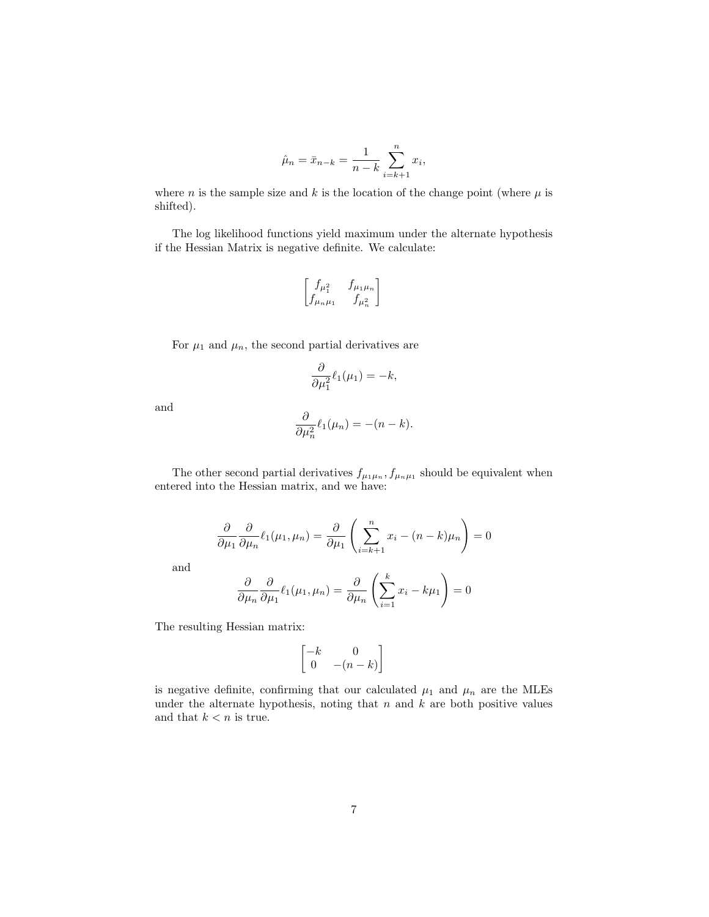$$\hat{\mu}_n = \bar{x}_{n-k} = \frac{1}{n-k} \sum_{i=k+1}^{n} x_i,$$

where $n$ is the sample size and $k$ is the location of the change point (where $\mu$ is shifted).

The log likelihood functions yield maximum under the alternate hypothesis if the Hessian Matrix is negative definite. We calculate:

$$\begin{bmatrix} f_{\mu_1^2} & f_{\mu_1 \mu_n} \\ f_{\mu_n \mu_1} & f_{\mu_n^2} \end{bmatrix}$$

For $\mu_1$ and $\mu_n$, the second partial derivatives are

$$\frac{\partial}{\partial \mu_1^2} \ell_1(\mu_1) = -k,$$

and

$$\frac{\partial}{\partial \mu_n^2} \ell_1(\mu_n) = -(n-k).$$

The other second partial derivatives $f_{\mu_1 \mu_n}, f_{\mu_n \mu_1}$ should be equivalent when entered into the Hessian matrix, and we have:

$$\frac{\partial}{\partial \mu_1} \frac{\partial}{\partial \mu_n} \ell_1(\mu_1, \mu_n) = \frac{\partial}{\partial \mu_1} \left( \sum_{i=k+1}^{n} x_i - (n-k)\mu_n \right) = 0$$

and

$$\frac{\partial}{\partial \mu_n} \frac{\partial}{\partial \mu_1} \ell_1(\mu_1, \mu_n) = \frac{\partial}{\partial \mu_n} \left( \sum_{i=1}^{k} x_i - k\mu_1 \right) = 0$$

The resulting Hessian matrix:

$$\begin{bmatrix} -k & 0 \\ 0 & -(n-k) \end{bmatrix}$$

is negative definite, confirming that our calculated $\mu_1$ and $\mu_n$ are the MLEs under the alternate hypothesis, noting that $n$ and $k$ are both positive values and that $k < n$ is true.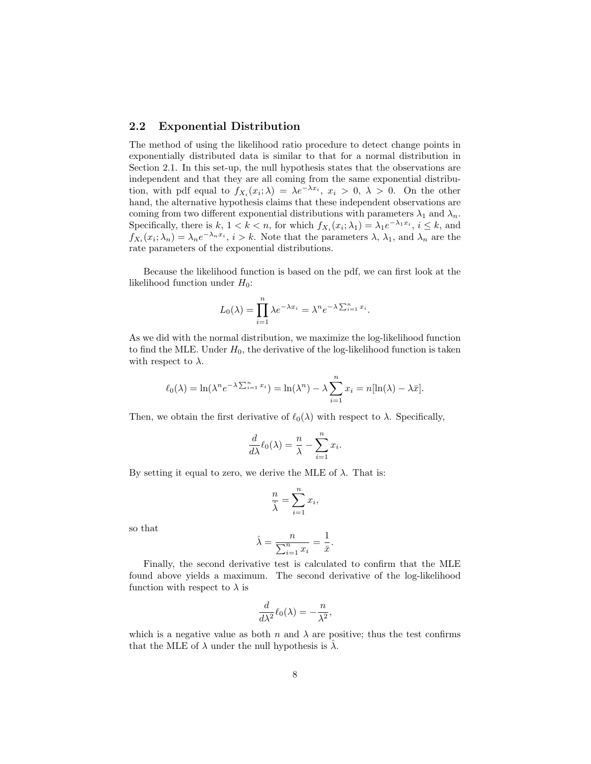## 2.2 Exponential Distribution

The method of using the likelihood ratio procedure to detect change points in exponentially distributed data is similar to that for a normal distribution in Section 2.1. In this set-up, the null hypothesis states that the observations are independent and that they are all coming from the same exponential distribution, with pdf equal to $f_{X_i}(x_i; \lambda) = \lambda e^{-\lambda x_i}$, $x_i > 0$, $\lambda > 0$. On the other hand, the alternative hypothesis claims that these independent observations are coming from two different exponential distributions with parameters $\lambda_1$ and $\lambda_n$. Specifically, there is $k$, $1 < k < n$, for which $f_{X_i}(x_i; \lambda_1) = \lambda_1 e^{-\lambda_1 x_i}$, $i \leq k$, and $f_{X_i}(x_i; \lambda_n) = \lambda_n e^{-\lambda_n x_i}$, $i > k$. Note that the parameters $\lambda$, $\lambda_1$, and $\lambda_n$ are the rate parameters of the exponential distributions.

Because the likelihood function is based on the pdf, we can first look at the likelihood function under $H_0$:

$$L_0(\lambda) = \prod_{i=1}^{n} \lambda e^{-\lambda x_i} = \lambda^n e^{-\lambda \sum_{i=1}^{n} x_i}.$$

As we did with the normal distribution, we maximize the log-likelihood function to find the MLE. Under $H_0$, the derivative of the log-likelihood function is taken with respect to $\lambda$.

$$\ell_0(\lambda) = \ln(\lambda^n e^{-\lambda \sum_{i=1}^{n} x_i}) = \ln(\lambda^n) - \lambda \sum_{i=1}^{n} x_i = n[\ln(\lambda) - \lambda \bar{x}].$$

Then, we obtain the first derivative of $\ell_0(\lambda)$ with respect to $\lambda$. Specifically,

$$\frac{d}{d\lambda} \ell_0(\lambda) = \frac{n}{\lambda} - \sum_{i=1}^{n} x_i.$$

By setting it equal to zero, we derive the MLE of $\lambda$. That is:

$$\frac{n}{\hat{\lambda}} = \sum_{i=1}^{n} x_i,$$

so that

$$\hat{\lambda} = \frac{n}{\sum_{i=1}^{n} x_i} = \frac{1}{\bar{x}}.$$

Finally, the second derivative test is calculated to confirm that the MLE found above yields a maximum. The second derivative of the log-likelihood function with respect to $\lambda$ is

$$\frac{d}{d\lambda^2} \ell_0(\lambda) = -\frac{n}{\lambda^2},$$

which is a negative value as both $n$ and $\lambda$ are positive; thus the test confirms that the MLE of $\lambda$ under the null hypothesis is $\hat{\lambda}$.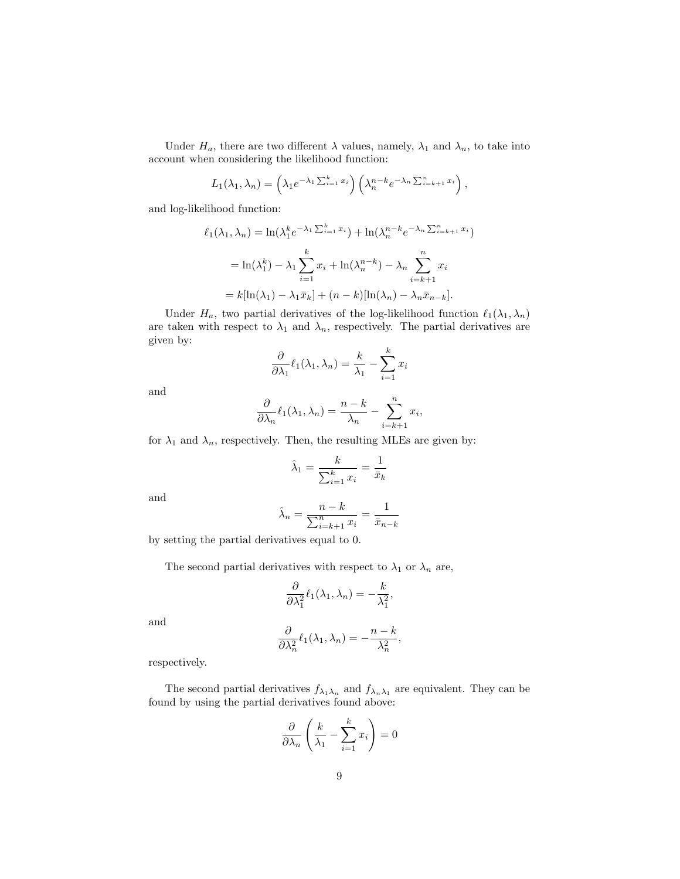Under $H_a$, there are two different $\lambda$ values, namely, $\lambda_1$ and $\lambda_n$, to take into account when considering the likelihood function:

$$L_1(\lambda_1, \lambda_n) = \left(\lambda_1 e^{-\lambda_1 \sum_{i=1}^{k} x_i}\right)\left(\lambda_n^{n-k} e^{-\lambda_n \sum_{i=k+1}^{n} x_i}\right),$$

and log-likelihood function:

$$\begin{aligned}
\ell_1(\lambda_1, \lambda_n) &= \ln(\lambda_1^k e^{-\lambda_1 \sum_{i=1}^{k} x_i}) + \ln(\lambda_n^{n-k} e^{-\lambda_n \sum_{i=k+1}^{n} x_i}) \\
&= \ln(\lambda_1^k) - \lambda_1 \sum_{i=1}^{k} x_i + \ln(\lambda_n^{n-k}) - \lambda_n \sum_{i=k+1}^{n} x_i \\
&= k[\ln(\lambda_1) - \lambda_1 \bar{x}_k] + (n-k)[\ln(\lambda_n) - \lambda_n \bar{x}_{n-k}].
\end{aligned}$$

Under $H_a$, two partial derivatives of the log-likelihood function $\ell_1(\lambda_1, \lambda_n)$ are taken with respect to $\lambda_1$ and $\lambda_n$, respectively. The partial derivatives are given by:

$$\frac{\partial}{\partial \lambda_1} \ell_1(\lambda_1, \lambda_n) = \frac{k}{\lambda_1} - \sum_{i=1}^{k} x_i$$

and

$$\frac{\partial}{\partial \lambda_n} \ell_1(\lambda_1, \lambda_n) = \frac{n-k}{\lambda_n} - \sum_{i=k+1}^{n} x_i,$$

for $\lambda_1$ and $\lambda_n$, respectively. Then, the resulting MLEs are given by:

$$\hat{\lambda}_1 = \frac{k}{\sum_{i=1}^{k} x_i} = \frac{1}{\bar{x}_k}$$

and

$$\hat{\lambda}_n = \frac{n-k}{\sum_{i=k+1}^{n} x_i} = \frac{1}{\bar{x}_{n-k}}$$

by setting the partial derivatives equal to 0.

The second partial derivatives with respect to $\lambda_1$ or $\lambda_n$ are,

$$\frac{\partial}{\partial \lambda_1^2} \ell_1(\lambda_1, \lambda_n) = -\frac{k}{\lambda_1^2},$$

and

$$\frac{\partial}{\partial \lambda_n^2} \ell_1(\lambda_1, \lambda_n) = -\frac{n-k}{\lambda_n^2},$$

respectively.

The second partial derivatives $f_{\lambda_1 \lambda_n}$ and $f_{\lambda_n \lambda_1}$ are equivalent. They can be found by using the partial derivatives found above:

$$\frac{\partial}{\partial \lambda_n}\left(\frac{k}{\lambda_1} - \sum_{i=1}^{k} x_i\right) = 0$$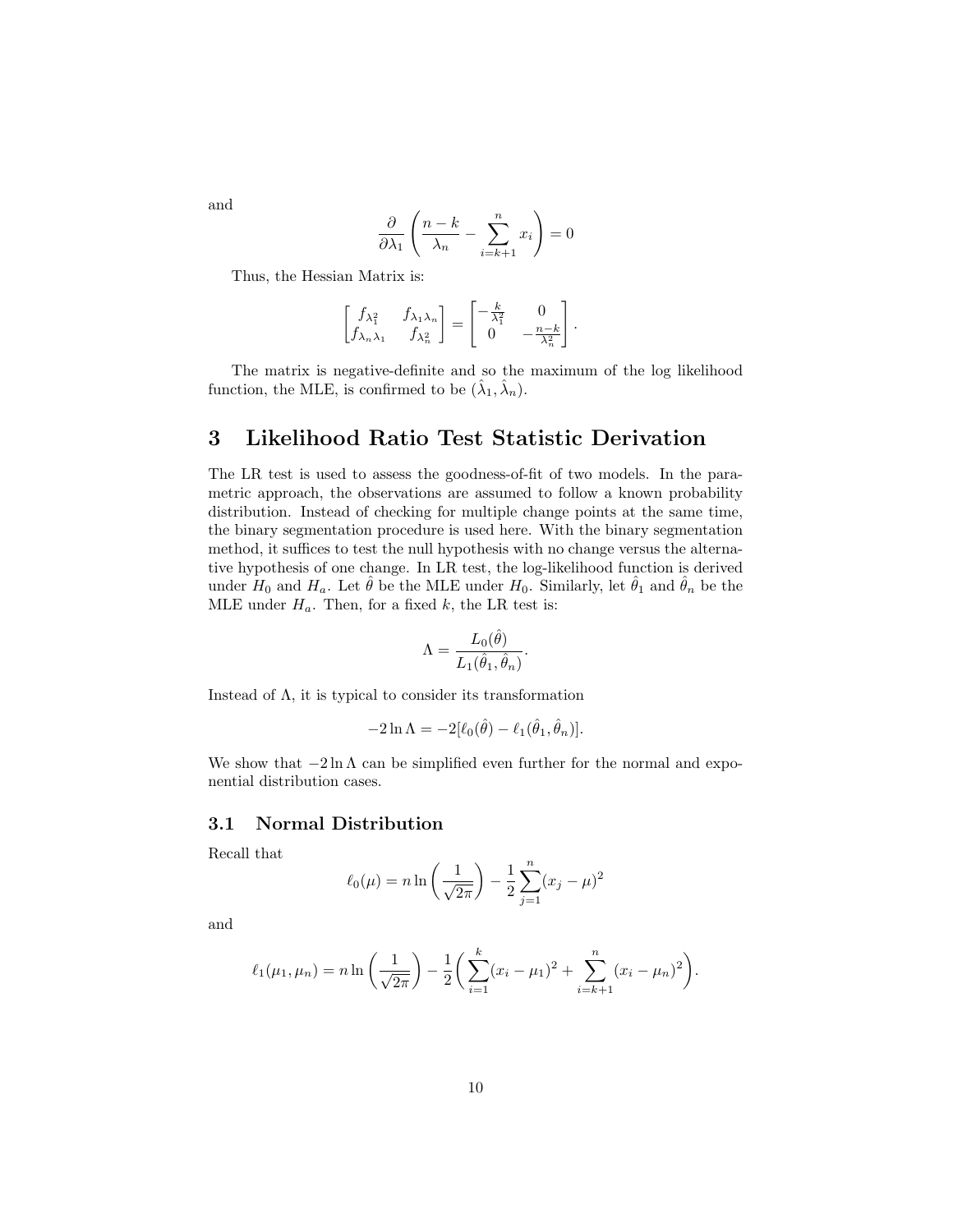and

$$\frac{\partial}{\partial \lambda_1}\left(\frac{n-k}{\lambda_n} - \sum_{i=k+1}^{n} x_i\right) = 0$$

Thus, the Hessian Matrix is:

$$\begin{bmatrix} f_{\lambda_1^2} & f_{\lambda_1 \lambda_n} \\ f_{\lambda_n \lambda_1} & f_{\lambda_n^2} \end{bmatrix} = \begin{bmatrix} -\frac{k}{\lambda_1^2} & 0 \\ 0 & -\frac{n-k}{\lambda_n^2} \end{bmatrix}.$$

The matrix is negative-definite and so the maximum of the log likelihood function, the MLE, is confirmed to be $(\hat{\lambda}_1, \hat{\lambda}_n)$.

# 3 Likelihood Ratio Test Statistic Derivation

The LR test is used to assess the goodness-of-fit of two models. In the parametric approach, the observations are assumed to follow a known probability distribution. Instead of checking for multiple change points at the same time, the binary segmentation procedure is used here. With the binary segmentation method, it suffices to test the null hypothesis with no change versus the alternative hypothesis of one change. In LR test, the log-likelihood function is derived under $H_0$ and $H_a$. Let $\hat{\theta}$ be the MLE under $H_0$. Similarly, let $\hat{\theta}_1$ and $\hat{\theta}_n$ be the MLE under $H_a$. Then, for a fixed $k$, the LR test is:

$$\Lambda = \frac{L_0(\hat{\theta})}{L_1(\hat{\theta}_1, \hat{\theta}_n)}.$$

Instead of $\Lambda$, it is typical to consider its transformation

$$-2\ln\Lambda = -2[\ell_0(\hat{\theta}) - \ell_1(\hat{\theta}_1, \hat{\theta}_n)].$$

We show that $-2\ln\Lambda$ can be simplified even further for the normal and exponential distribution cases.

## 3.1 Normal Distribution

Recall that

$$\ell_0(\mu) = n\ln\left(\frac{1}{\sqrt{2\pi}}\right) - \frac{1}{2}\sum_{j=1}^{n}(x_j - \mu)^2$$

and

$$\ell_1(\mu_1, \mu_n) = n\ln\left(\frac{1}{\sqrt{2\pi}}\right) - \frac{1}{2}\left(\sum_{i=1}^{k}(x_i - \mu_1)^2 + \sum_{i=k+1}^{n}(x_i - \mu_n)^2\right).$$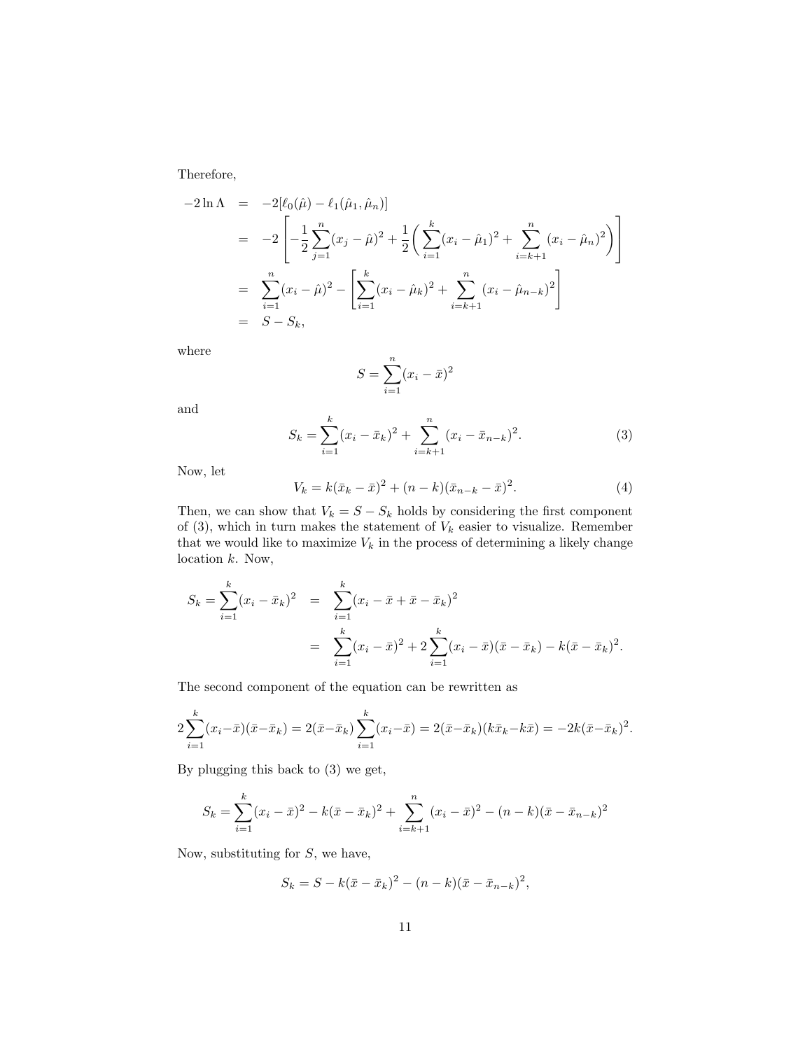Therefore,

$$
\begin{aligned}
-2 \ln \Lambda &= -2[\ell_0(\hat{\mu}) - \ell_1(\hat{\mu}_1, \hat{\mu}_n)] \\
&= -2\left[-\frac{1}{2}\sum_{j=1}^{n}(x_j - \hat{\mu})^2 + \frac{1}{2}\left(\sum_{i=1}^{k}(x_i - \hat{\mu}_1)^2 + \sum_{i=k+1}^{n}(x_i - \hat{\mu}_n)^2\right)\right] \\
&= \sum_{i=1}^{n}(x_i - \hat{\mu})^2 - \left[\sum_{i=1}^{k}(x_i - \hat{\mu}_k)^2 + \sum_{i=k+1}^{n}(x_i - \hat{\mu}_{n-k})^2\right] \\
&= S - S_k,
\end{aligned}
$$

where

$$
S = \sum_{i=1}^{n}(x_i - \bar{x})^2
$$

and

$$
S_k = \sum_{i=1}^{k}(x_i - \bar{x}_k)^2 + \sum_{i=k+1}^{n}(x_i - \bar{x}_{n-k})^2. \tag{3}
$$

Now, let

$$
V_k = k(\bar{x}_k - \bar{x})^2 + (n-k)(\bar{x}_{n-k} - \bar{x})^2. \tag{4}
$$

Then, we can show that $V_k = S - S_k$ holds by considering the first component of (3), which in turn makes the statement of $V_k$ easier to visualize. Remember that we would like to maximize $V_k$ in the process of determining a likely change location $k$. Now,

$$
\begin{aligned}
S_k = \sum_{i=1}^{k}(x_i - \bar{x}_k)^2 &= \sum_{i=1}^{k}(x_i - \bar{x} + \bar{x} - \bar{x}_k)^2 \\
&= \sum_{i=1}^{k}(x_i - \bar{x})^2 + 2\sum_{i=1}^{k}(x_i - \bar{x})(\bar{x} - \bar{x}_k) - k(\bar{x} - \bar{x}_k)^2.
\end{aligned}
$$

The second component of the equation can be rewritten as

$$
2\sum_{i=1}^{k}(x_i - \bar{x})(\bar{x} - \bar{x}_k) = 2(\bar{x} - \bar{x}_k)\sum_{i=1}^{k}(x_i - \bar{x}) = 2(\bar{x} - \bar{x}_k)(k\bar{x}_k - k\bar{x}) = -2k(\bar{x} - \bar{x}_k)^2.
$$

By plugging this back to (3) we get,

$$
S_k = \sum_{i=1}^{k}(x_i - \bar{x})^2 - k(\bar{x} - \bar{x}_k)^2 + \sum_{i=k+1}^{n}(x_i - \bar{x})^2 - (n-k)(\bar{x} - \bar{x}_{n-k})^2
$$

Now, substituting for $S$, we have,

$$
S_k = S - k(\bar{x} - \bar{x}_k)^2 - (n-k)(\bar{x} - \bar{x}_{n-k})^2,
$$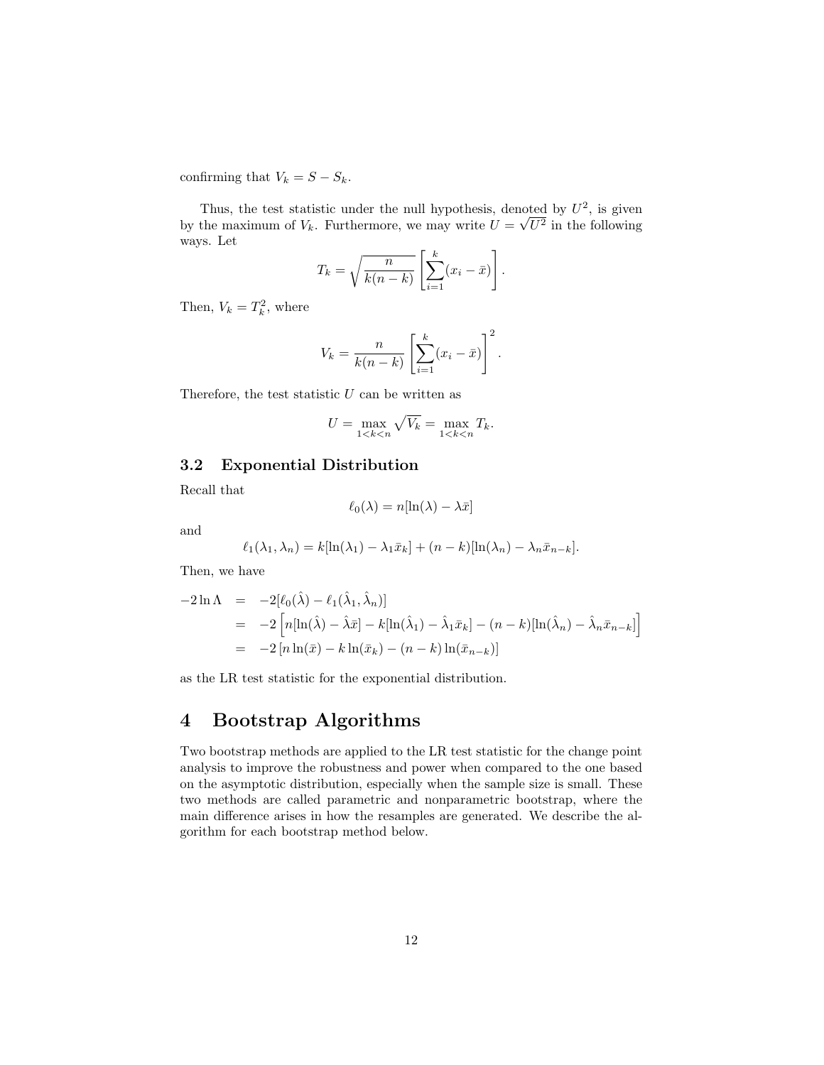confirming that $V_k = S - S_k$.

Thus, the test statistic under the null hypothesis, denoted by $U^2$, is given by the maximum of $V_k$. Furthermore, we may write $U = \sqrt{U^2}$ in the following ways. Let

$$T_k = \sqrt{\frac{n}{k(n-k)}} \left[ \sum_{i=1}^{k} (x_i - \bar{x}) \right].$$

Then, $V_k = T_k^2$, where

$$V_k = \frac{n}{k(n-k)} \left[ \sum_{i=1}^{k} (x_i - \bar{x}) \right]^2.$$

Therefore, the test statistic $U$ can be written as

$$U = \max_{1<k<n} \sqrt{V_k} = \max_{1<k<n} T_k.$$

### 3.2 Exponential Distribution

Recall that

$$\ell_0(\lambda) = n[\ln(\lambda) - \lambda \bar{x}]$$

and

$$\ell_1(\lambda_1, \lambda_n) = k[\ln(\lambda_1) - \lambda_1 \bar{x}_k] + (n-k)[\ln(\lambda_n) - \lambda_n \bar{x}_{n-k}].$$

Then, we have

$$\begin{aligned}
-2\ln\Lambda &= -2[\ell_0(\hat{\lambda}) - \ell_1(\hat{\lambda}_1, \hat{\lambda}_n)] \\
&= -2\left[ n[\ln(\hat{\lambda}) - \hat{\lambda}\bar{x}] - k[\ln(\hat{\lambda}_1) - \hat{\lambda}_1 \bar{x}_k] - (n-k)[\ln(\hat{\lambda}_n) - \hat{\lambda}_n \bar{x}_{n-k}] \right] \\
&= -2\left[ n\ln(\bar{x}) - k\ln(\bar{x}_k) - (n-k)\ln(\bar{x}_{n-k}) \right]
\end{aligned}$$

as the LR test statistic for the exponential distribution.

# 4 Bootstrap Algorithms

Two bootstrap methods are applied to the LR test statistic for the change point analysis to improve the robustness and power when compared to the one based on the asymptotic distribution, especially when the sample size is small. These two methods are called parametric and nonparametric bootstrap, where the main difference arises in how the resamples are generated. We describe the algorithm for each bootstrap method below.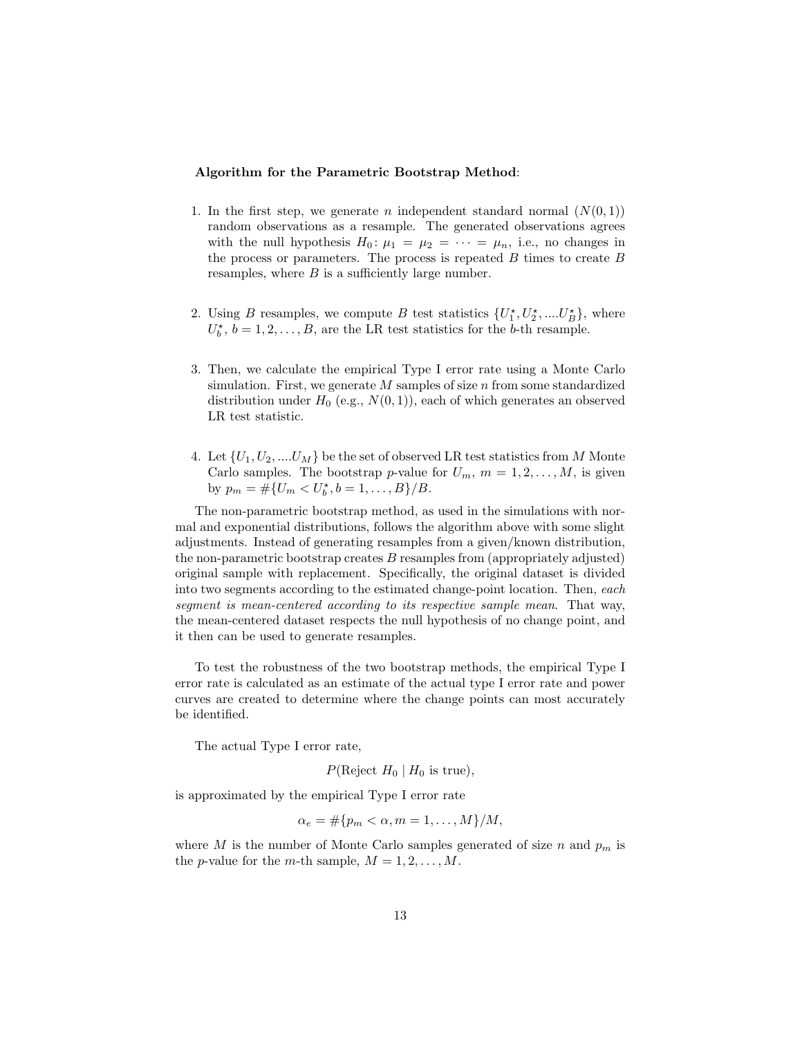**Algorithm for the Parametric Bootstrap Method**:

1. In the first step, we generate $n$ independent standard normal ($N(0,1)$) random observations as a resample. The generated observations agrees with the null hypothesis $H_0\colon \mu_1 = \mu_2 = \cdots = \mu_n$, i.e., no changes in the process or parameters. The process is repeated $B$ times to create $B$ resamples, where $B$ is a sufficiently large number.

2. Using $B$ resamples, we compute $B$ test statistics $\{U_1^\star, U_2^\star, ....U_B^\star\}$, where $U_b^\star$, $b = 1, 2, \ldots, B$, are the LR test statistics for the $b$-th resample.

3. Then, we calculate the empirical Type I error rate using a Monte Carlo simulation. First, we generate $M$ samples of size $n$ from some standardized distribution under $H_0$ (e.g., $N(0,1)$), each of which generates an observed LR test statistic.

4. Let $\{U_1, U_2, ....U_M\}$ be the set of observed LR test statistics from $M$ Monte Carlo samples. The bootstrap $p$-value for $U_m$, $m = 1, 2, \ldots, M$, is given by $p_m = \#\{U_m < U_b^\star, b = 1, \ldots, B\}/B$.

The non-parametric bootstrap method, as used in the simulations with normal and exponential distributions, follows the algorithm above with some slight adjustments. Instead of generating resamples from a given/known distribution, the non-parametric bootstrap creates $B$ resamples from (appropriately adjusted) original sample with replacement. Specifically, the original dataset is divided into two segments according to the estimated change-point location. Then, *each segment is mean-centered according to its respective sample mean*. That way, the mean-centered dataset respects the null hypothesis of no change point, and it then can be used to generate resamples.

To test the robustness of the two bootstrap methods, the empirical Type I error rate is calculated as an estimate of the actual type I error rate and power curves are created to determine where the change points can most accurately be identified.

The actual Type I error rate,

$$P(\text{Reject } H_0 \mid H_0 \text{ is true}),$$

is approximated by the empirical Type I error rate

$$\alpha_e = \#\{p_m < \alpha, m = 1, \ldots, M\}/M,$$

where $M$ is the number of Monte Carlo samples generated of size $n$ and $p_m$ is the $p$-value for the $m$-th sample, $M = 1, 2, \ldots, M$.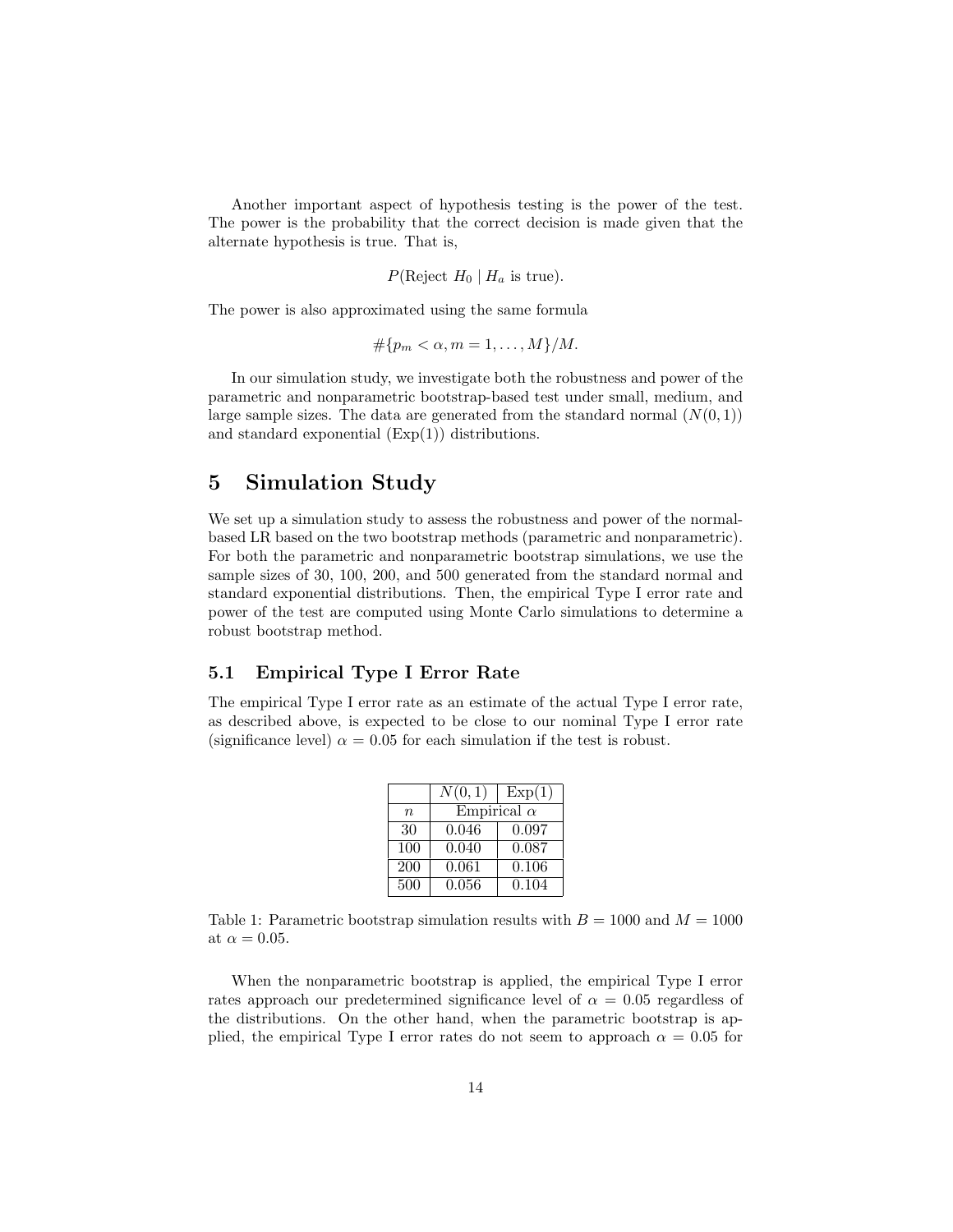Another important aspect of hypothesis testing is the power of the test. The power is the probability that the correct decision is made given that the alternate hypothesis is true. That is,

$$P(\text{Reject } H_0 \mid H_a \text{ is true}).$$

The power is also approximated using the same formula

$$\#\{p_m < \alpha, m = 1, \ldots, M\}/M.$$

In our simulation study, we investigate both the robustness and power of the parametric and nonparametric bootstrap-based test under small, medium, and large sample sizes. The data are generated from the standard normal ($N(0,1)$) and standard exponential ($\text{Exp}(1)$) distributions.

# 5 Simulation Study

We set up a simulation study to assess the robustness and power of the normal-based LR based on the two bootstrap methods (parametric and nonparametric). For both the parametric and nonparametric bootstrap simulations, we use the sample sizes of 30, 100, 200, and 500 generated from the standard normal and standard exponential distributions. Then, the empirical Type I error rate and power of the test are computed using Monte Carlo simulations to determine a robust bootstrap method.

## 5.1 Empirical Type I Error Rate

The empirical Type I error rate as an estimate of the actual Type I error rate, as described above, is expected to be close to our nominal Type I error rate (significance level) $\alpha = 0.05$ for each simulation if the test is robust.

| | $N(0,1)$ | $\text{Exp}(1)$ |
|---|---|---|
| $n$ | Empirical $\alpha$ | |
| 30 | 0.046 | 0.097 |
| 100 | 0.040 | 0.087 |
| 200 | 0.061 | 0.106 |
| 500 | 0.056 | 0.104 |

Table 1: Parametric bootstrap simulation results with $B = 1000$ and $M = 1000$ at $\alpha = 0.05$.

When the nonparametric bootstrap is applied, the empirical Type I error rates approach our predetermined significance level of $\alpha = 0.05$ regardless of the distributions. On the other hand, when the parametric bootstrap is applied, the empirical Type I error rates do not seem to approach $\alpha = 0.05$ for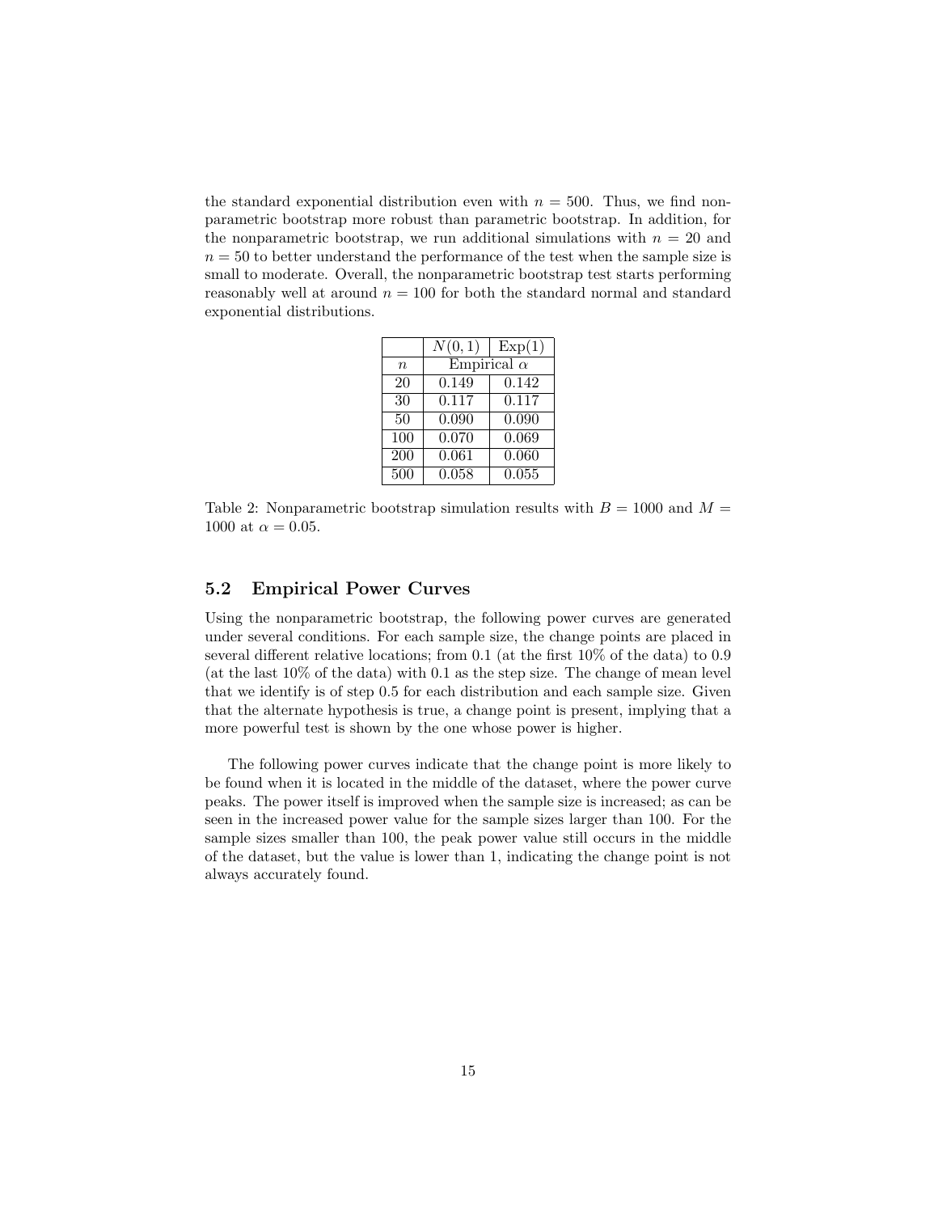the standard exponential distribution even with $n = 500$. Thus, we find nonparametric bootstrap more robust than parametric bootstrap. In addition, for the nonparametric bootstrap, we run additional simulations with $n = 20$ and $n = 50$ to better understand the performance of the test when the sample size is small to moderate. Overall, the nonparametric bootstrap test starts performing reasonably well at around $n = 100$ for both the standard normal and standard exponential distributions.

|  | $N(0,1)$ | $\text{Exp}(1)$ |
|---|---|---|
| $n$ | Empirical $\alpha$ | |
| 20 | 0.149 | 0.142 |
| 30 | 0.117 | 0.117 |
| 50 | 0.090 | 0.090 |
| 100 | 0.070 | 0.069 |
| 200 | 0.061 | 0.060 |
| 500 | 0.058 | 0.055 |

Table 2: Nonparametric bootstrap simulation results with $B = 1000$ and $M = 1000$ at $\alpha = 0.05$.

### 5.2 Empirical Power Curves

Using the nonparametric bootstrap, the following power curves are generated under several conditions. For each sample size, the change points are placed in several different relative locations; from 0.1 (at the first 10% of the data) to 0.9 (at the last 10% of the data) with 0.1 as the step size. The change of mean level that we identify is of step 0.5 for each distribution and each sample size. Given that the alternate hypothesis is true, a change point is present, implying that a more powerful test is shown by the one whose power is higher.

The following power curves indicate that the change point is more likely to be found when it is located in the middle of the dataset, where the power curve peaks. The power itself is improved when the sample size is increased; as can be seen in the increased power value for the sample sizes larger than 100. For the sample sizes smaller than 100, the peak power value still occurs in the middle of the dataset, but the value is lower than 1, indicating the change point is not always accurately found.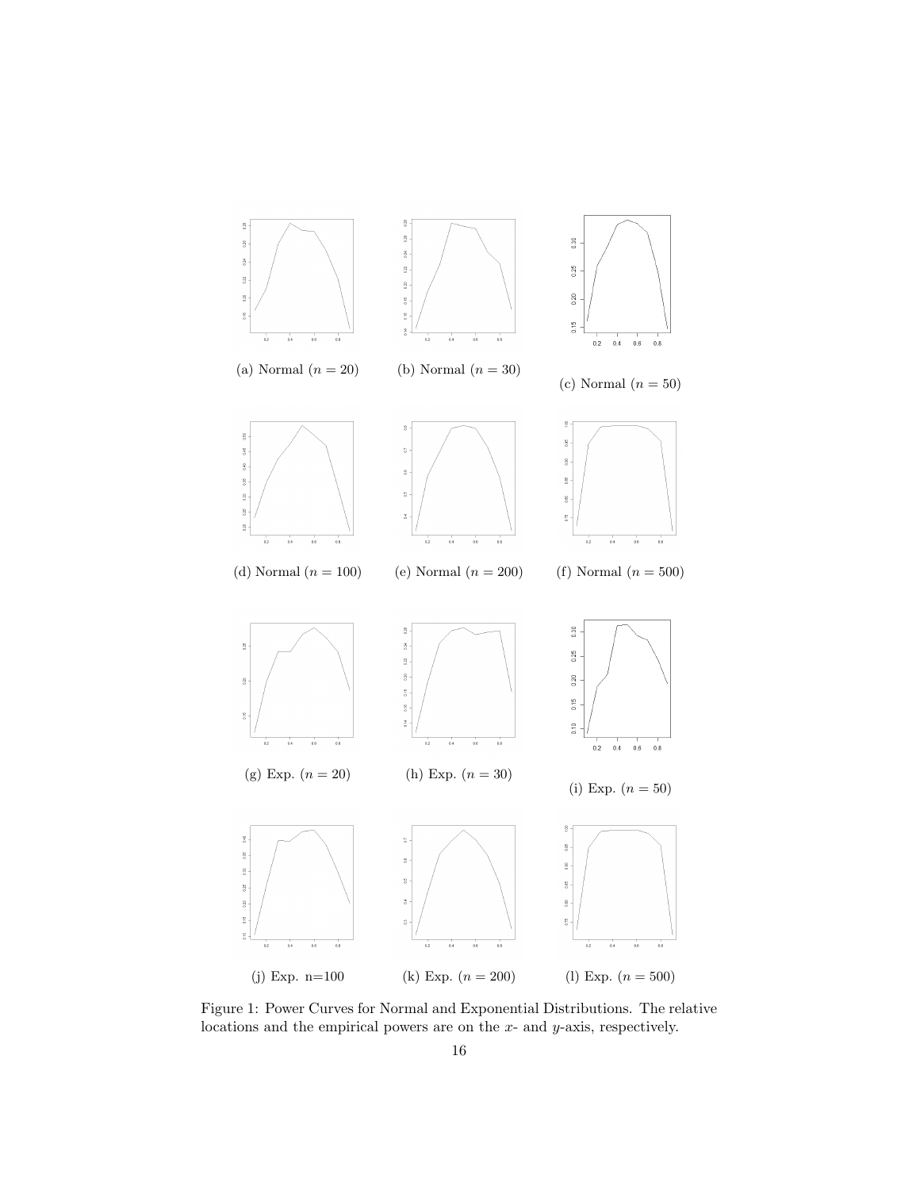(a) Normal ($n = 20$)

(b) Normal ($n = 30$)

(c) Normal ($n = 50$)

(d) Normal ($n = 100$)

(e) Normal ($n = 200$)

(f) Normal ($n = 500$)

(g) Exp. ($n = 20$)

(h) Exp. ($n = 30$)

(i) Exp. ($n = 50$)

(j) Exp. n=100

(k) Exp. ($n = 200$)

(l) Exp. ($n = 500$)

Figure 1: Power Curves for Normal and Exponential Distributions. The relative locations and the empirical powers are on the $x$- and $y$-axis, respectively.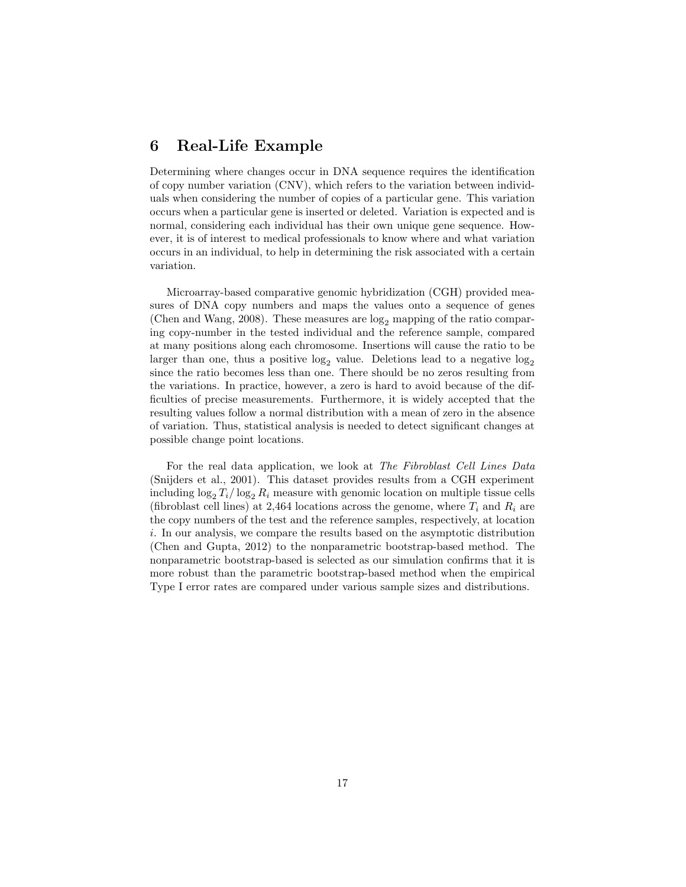## 6 Real-Life Example

Determining where changes occur in DNA sequence requires the identification of copy number variation (CNV), which refers to the variation between individuals when considering the number of copies of a particular gene. This variation occurs when a particular gene is inserted or deleted. Variation is expected and is normal, considering each individual has their own unique gene sequence. However, it is of interest to medical professionals to know where and what variation occurs in an individual, to help in determining the risk associated with a certain variation.

Microarray-based comparative genomic hybridization (CGH) provided measures of DNA copy numbers and maps the values onto a sequence of genes (Chen and Wang, 2008). These measures are $\log_2$ mapping of the ratio comparing copy-number in the tested individual and the reference sample, compared at many positions along each chromosome. Insertions will cause the ratio to be larger than one, thus a positive $\log_2$ value. Deletions lead to a negative $\log_2$ since the ratio becomes less than one. There should be no zeros resulting from the variations. In practice, however, a zero is hard to avoid because of the difficulties of precise measurements. Furthermore, it is widely accepted that the resulting values follow a normal distribution with a mean of zero in the absence of variation. Thus, statistical analysis is needed to detect significant changes at possible change point locations.

For the real data application, we look at *The Fibroblast Cell Lines Data* (Snijders et al., 2001). This dataset provides results from a CGH experiment including $\log_2 T_i / \log_2 R_i$ measure with genomic location on multiple tissue cells (fibroblast cell lines) at 2,464 locations across the genome, where $T_i$ and $R_i$ are the copy numbers of the test and the reference samples, respectively, at location $i$. In our analysis, we compare the results based on the asymptotic distribution (Chen and Gupta, 2012) to the nonparametric bootstrap-based method. The nonparametric bootstrap-based is selected as our simulation confirms that it is more robust than the parametric bootstrap-based method when the empirical Type I error rates are compared under various sample sizes and distributions.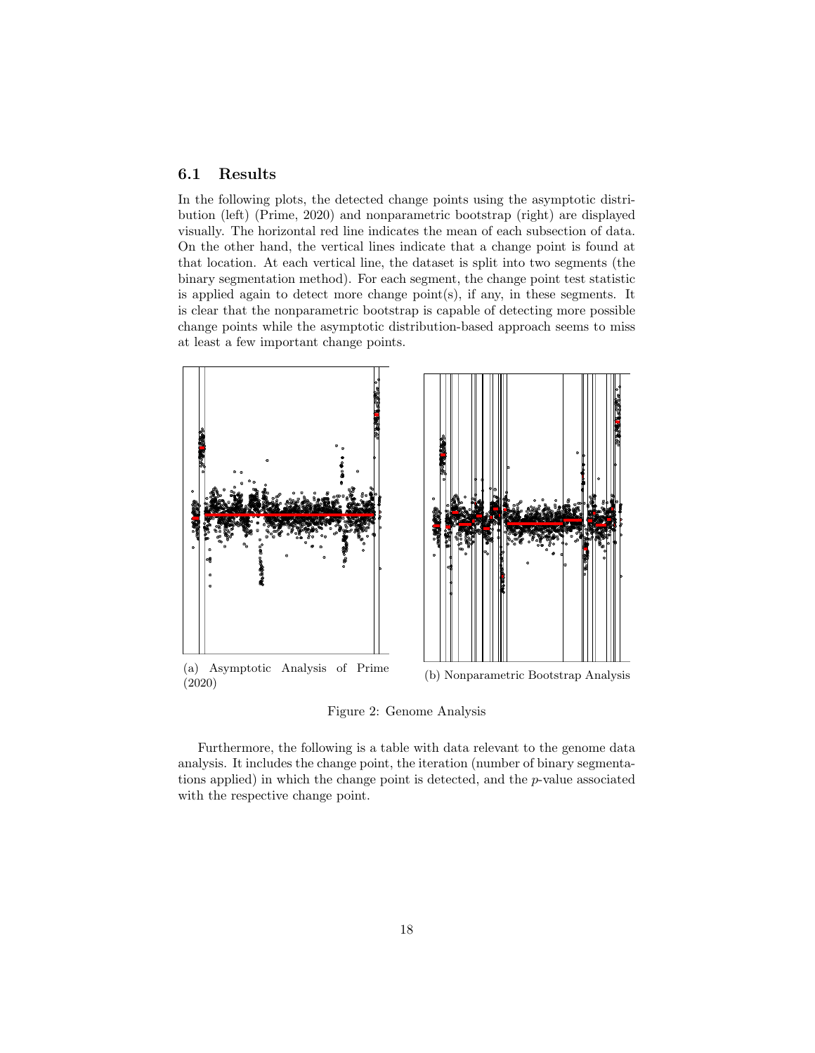### 6.1 Results

In the following plots, the detected change points using the asymptotic distribution (left) (Prime, 2020) and nonparametric bootstrap (right) are displayed visually. The horizontal red line indicates the mean of each subsection of data. On the other hand, the vertical lines indicate that a change point is found at that location. At each vertical line, the dataset is split into two segments (the binary segmentation method). For each segment, the change point test statistic is applied again to detect more change point(s), if any, in these segments. It is clear that the nonparametric bootstrap is capable of detecting more possible change points while the asymptotic distribution-based approach seems to miss at least a few important change points.

(a) Asymptotic Analysis of Prime (2020)

(b) Nonparametric Bootstrap Analysis

Figure 2: Genome Analysis

Furthermore, the following is a table with data relevant to the genome data analysis. It includes the change point, the iteration (number of binary segmentations applied) in which the change point is detected, and the $p$-value associated with the respective change point.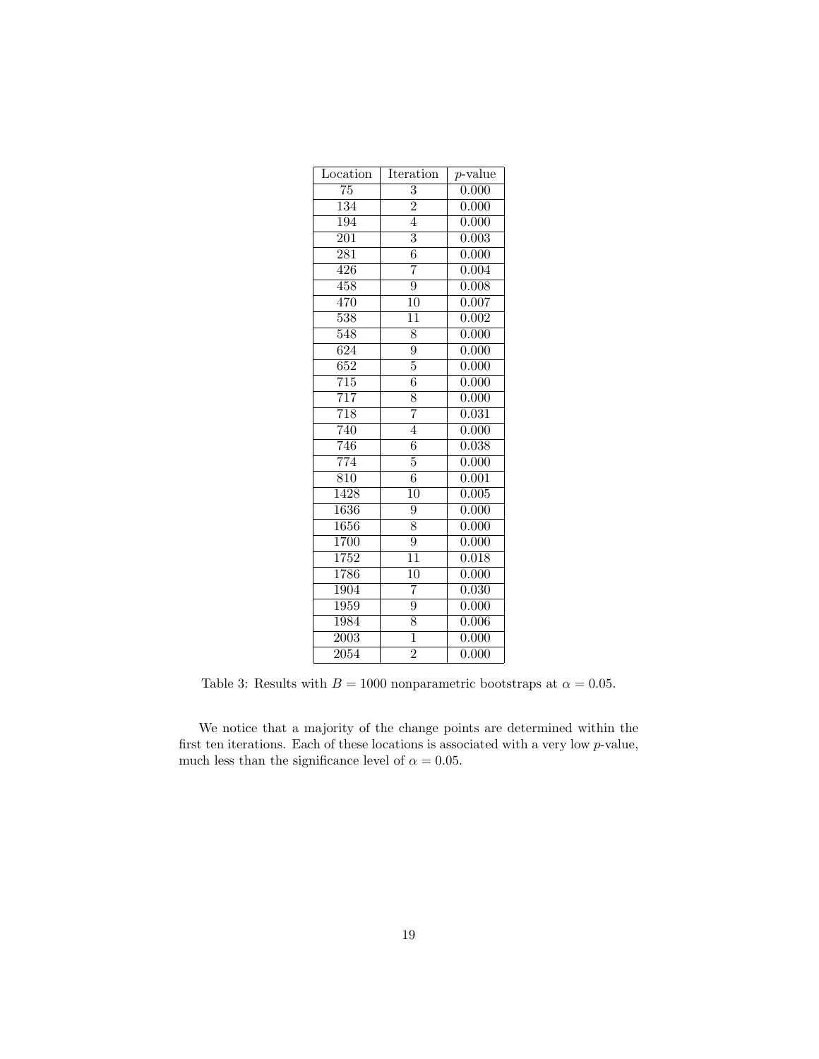| Location | Iteration | $p$-value |
| --- | --- | --- |
| 75 | 3 | 0.000 |
| 134 | 2 | 0.000 |
| 194 | 4 | 0.000 |
| 201 | 3 | 0.003 |
| 281 | 6 | 0.000 |
| 426 | 7 | 0.004 |
| 458 | 9 | 0.008 |
| 470 | 10 | 0.007 |
| 538 | 11 | 0.002 |
| 548 | 8 | 0.000 |
| 624 | 9 | 0.000 |
| 652 | 5 | 0.000 |
| 715 | 6 | 0.000 |
| 717 | 8 | 0.000 |
| 718 | 7 | 0.031 |
| 740 | 4 | 0.000 |
| 746 | 6 | 0.038 |
| 774 | 5 | 0.000 |
| 810 | 6 | 0.001 |
| 1428 | 10 | 0.005 |
| 1636 | 9 | 0.000 |
| 1656 | 8 | 0.000 |
| 1700 | 9 | 0.000 |
| 1752 | 11 | 0.018 |
| 1786 | 10 | 0.000 |
| 1904 | 7 | 0.030 |
| 1959 | 9 | 0.000 |
| 1984 | 8 | 0.006 |
| 2003 | 1 | 0.000 |
| 2054 | 2 | 0.000 |

Table 3: Results with $B = 1000$ nonparametric bootstraps at $\alpha = 0.05$.

We notice that a majority of the change points are determined within the first ten iterations. Each of these locations is associated with a very low $p$-value, much less than the significance level of $\alpha = 0.05$.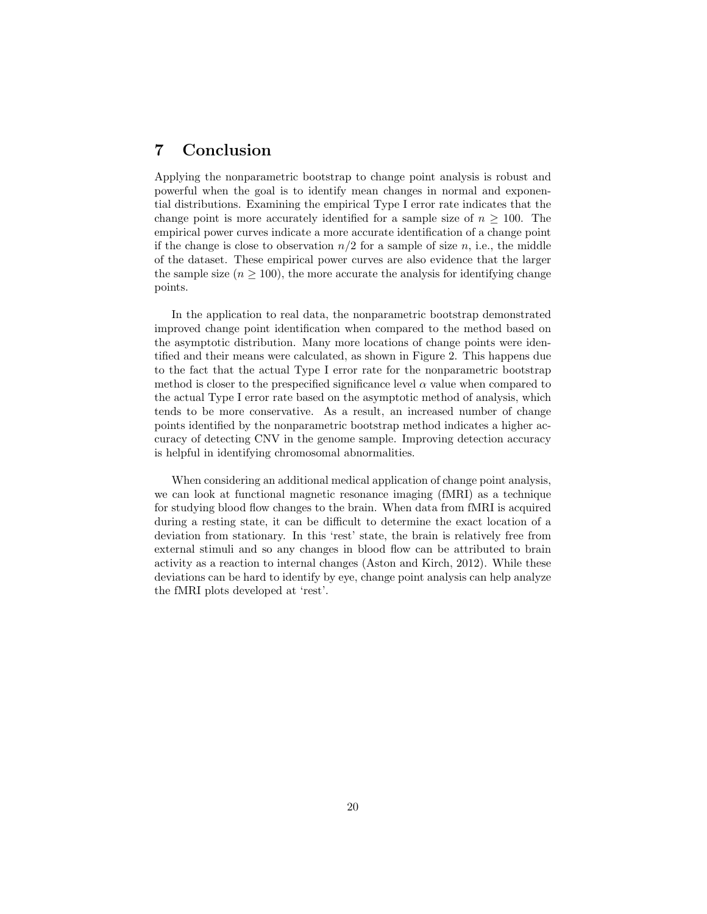# 7 Conclusion

Applying the nonparametric bootstrap to change point analysis is robust and powerful when the goal is to identify mean changes in normal and exponential distributions. Examining the empirical Type I error rate indicates that the change point is more accurately identified for a sample size of $n \geq 100$. The empirical power curves indicate a more accurate identification of a change point if the change is close to observation $n/2$ for a sample of size $n$, i.e., the middle of the dataset. These empirical power curves are also evidence that the larger the sample size ($n \geq 100$), the more accurate the analysis for identifying change points.

In the application to real data, the nonparametric bootstrap demonstrated improved change point identification when compared to the method based on the asymptotic distribution. Many more locations of change points were identified and their means were calculated, as shown in Figure 2. This happens due to the fact that the actual Type I error rate for the nonparametric bootstrap method is closer to the prespecified significance level $\alpha$ value when compared to the actual Type I error rate based on the asymptotic method of analysis, which tends to be more conservative. As a result, an increased number of change points identified by the nonparametric bootstrap method indicates a higher accuracy of detecting CNV in the genome sample. Improving detection accuracy is helpful in identifying chromosomal abnormalities.

When considering an additional medical application of change point analysis, we can look at functional magnetic resonance imaging (fMRI) as a technique for studying blood flow changes to the brain. When data from fMRI is acquired during a resting state, it can be difficult to determine the exact location of a deviation from stationary. In this 'rest' state, the brain is relatively free from external stimuli and so any changes in blood flow can be attributed to brain activity as a reaction to internal changes (Aston and Kirch, 2012). While these deviations can be hard to identify by eye, change point analysis can help analyze the fMRI plots developed at 'rest'.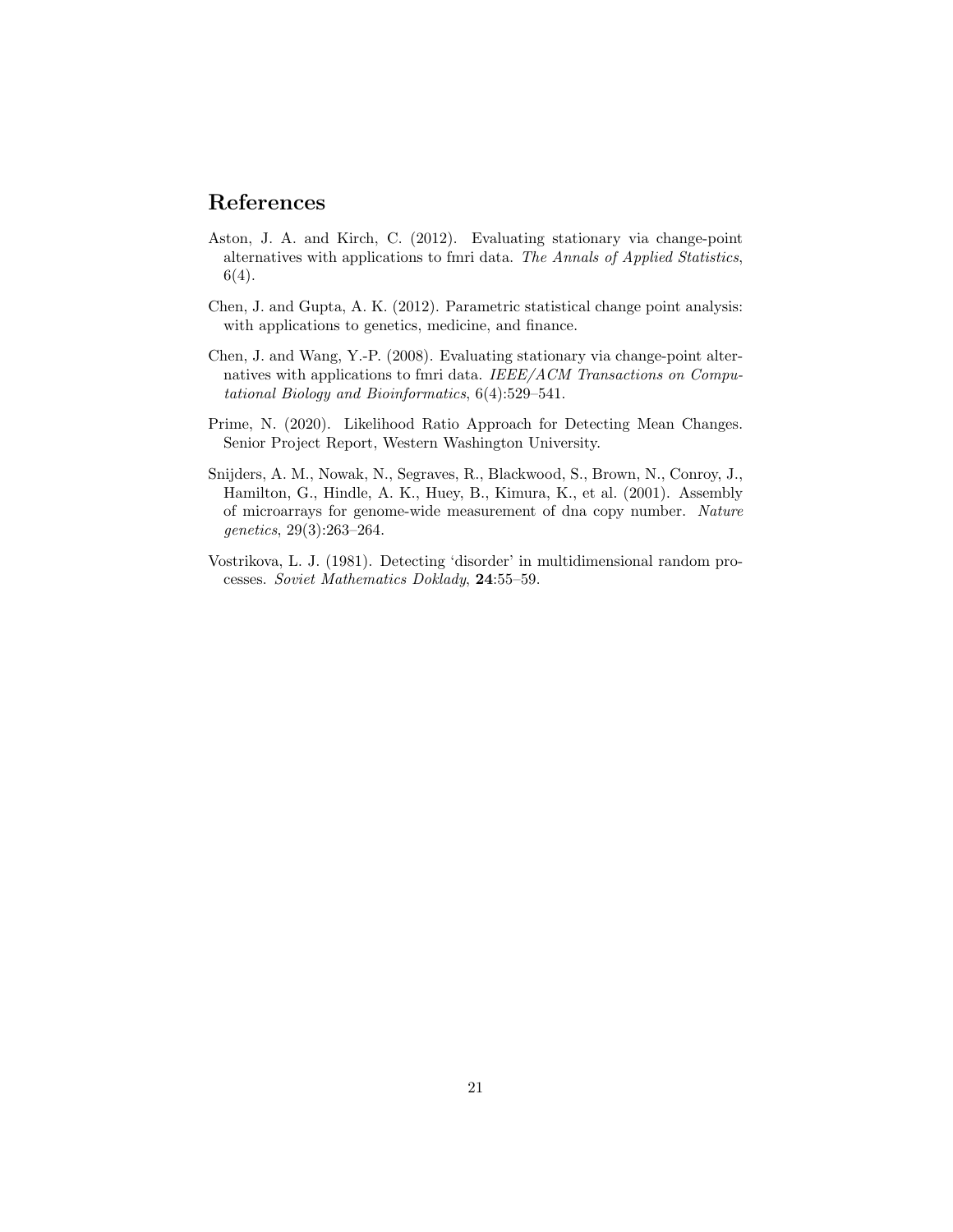## References

Aston, J. A. and Kirch, C. (2012). Evaluating stationary via change-point alternatives with applications to fmri data. *The Annals of Applied Statistics*, 6(4).

Chen, J. and Gupta, A. K. (2012). Parametric statistical change point analysis: with applications to genetics, medicine, and finance.

Chen, J. and Wang, Y.-P. (2008). Evaluating stationary via change-point alternatives with applications to fmri data. *IEEE/ACM Transactions on Computational Biology and Bioinformatics*, 6(4):529–541.

Prime, N. (2020). Likelihood Ratio Approach for Detecting Mean Changes. Senior Project Report, Western Washington University.

Snijders, A. M., Nowak, N., Segraves, R., Blackwood, S., Brown, N., Conroy, J., Hamilton, G., Hindle, A. K., Huey, B., Kimura, K., et al. (2001). Assembly of microarrays for genome-wide measurement of dna copy number. *Nature genetics*, 29(3):263–264.

Vostrikova, L. J. (1981). Detecting 'disorder' in multidimensional random processes. *Soviet Mathematics Doklady*, **24**:55–59.